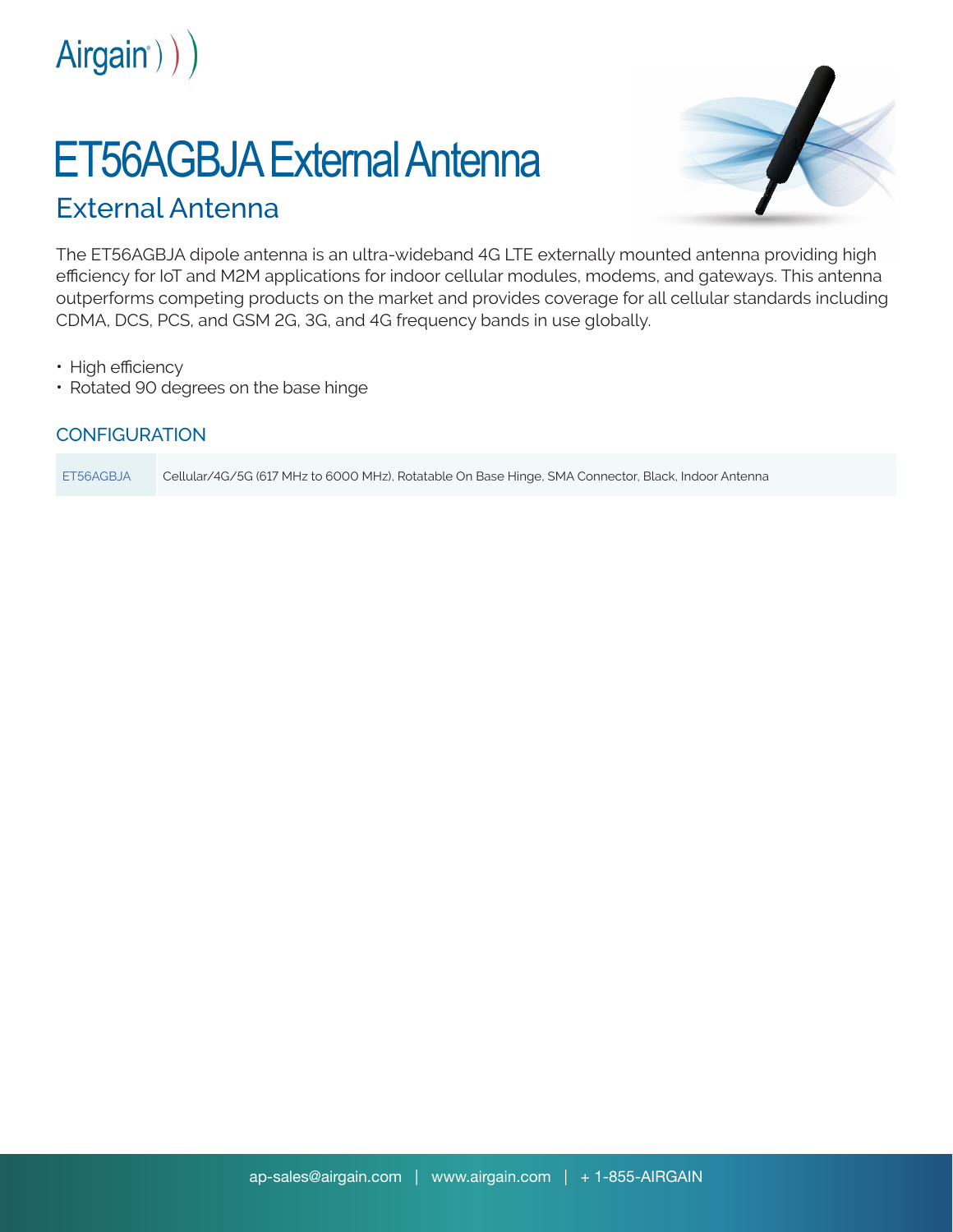Airgain

# ET56AGBJA External Antenna

## External Antenna

The ET56AGBJA dipole antenna is an ultra-wideband 4G LTE externally mounted antenna providing high efficiency for IoT and M2M applications for indoor cellular modules, modems, and gateways. This antenna outperforms competing products on the market and provides coverage for all cellular standards including CDMA, DCS, PCS, and GSM 2G, 3G, and 4G frequency bands in use globally.

- High efficiency
- Rotated 90 degrees on the base hinge

### CONFIGURATION

| | |
|---|---|
| ET56AGBJA | Cellular/4G/5G (617 MHz to 6000 MHz), Rotatable On Base Hinge, SMA Connector, Black, Indoor Antenna |

ap-sales@airgain.com | www.airgain.com | + 1-855-AIRGAIN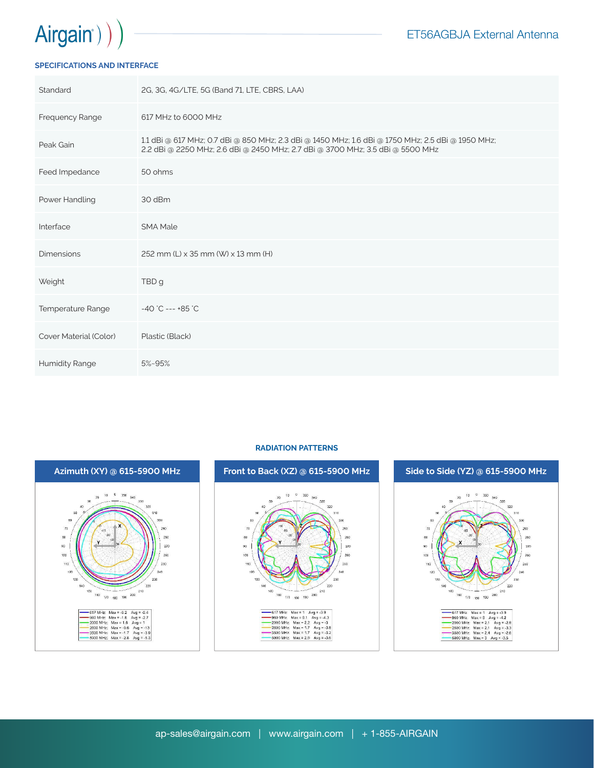## SPECIFICATIONS AND INTERFACE

| | |
|---|---|
| Standard | 2G, 3G, 4G/LTE, 5G (Band 71, LTE, CBRS, LAA) |
| Frequency Range | 617 MHz to 6000 MHz |
| Peak Gain | 1.1 dBi @ 617 MHz; 0.7 dBi @ 850 MHz; 2.3 dBi @ 1450 MHz; 1.6 dBi @ 1750 MHz; 2.5 dBi @ 1950 MHz; 2.2 dBi @ 2250 MHz; 2.6 dBi @ 2450 MHz; 2.7 dBi @ 3700 MHz; 3.5 dBi @ 5500 MHz |
| Feed Impedance | 50 ohms |
| Power Handling | 30 dBm |
| Interface | SMA Male |
| Dimensions | 252 mm (L) x 35 mm (W) x 13 mm (H) |
| Weight | TBD g |
| Temperature Range | -40 ˚C --- +85 ˚C |
| Cover Material (Color) | Plastic (Black) |
| Humidity Range | 5%~95% |

## RADIATION PATTERNS

**Azimuth (XY) @ 615-5900 MHz**

617 MHz: Max = 0.2 Avg = 0.4
960 MHz: Max = -1.8 Avg = -2.7
2000 MHz: Max = 1.8 Avg = 1
2600 MHz: Max = -9.6 Avg = -13
3500 MHz: Max = -1.7 Avg = -3.9
5900 MHz: Max = -2.8 Avg = -5.3

**Front to Back (XZ) @ 615-5900 MHz**

617 MHz: Max = 1 Avg = -3.9
960 MHz: Max = 0.1 Avg = -4.3
2000 MHz: Max = 2.2 Avg = -3
2600 MHz: Max = 1.7 Avg = -3.8
3500 MHz: Max = 1.7 Avg = -3.2
5900 MHz: Max = 2.9 Avg = -3.6

**Side to Side (YZ) @ 615-5900 MHz**

617 MHz: Max = 1 Avg = -3.9
960 MHz: Max = 0 Avg = -4.2
2000 MHz: Max = 2.1 Avg = -2.9
2500 MHz: Max = 2.1 Avg = -3.3
3500 MHz: Max = 2.4 Avg = -2.8
5900 MHz: Max = 3 Avg = -3.5

ap-sales@airgain.com | www.airgain.com | + 1-855-AIRGAIN